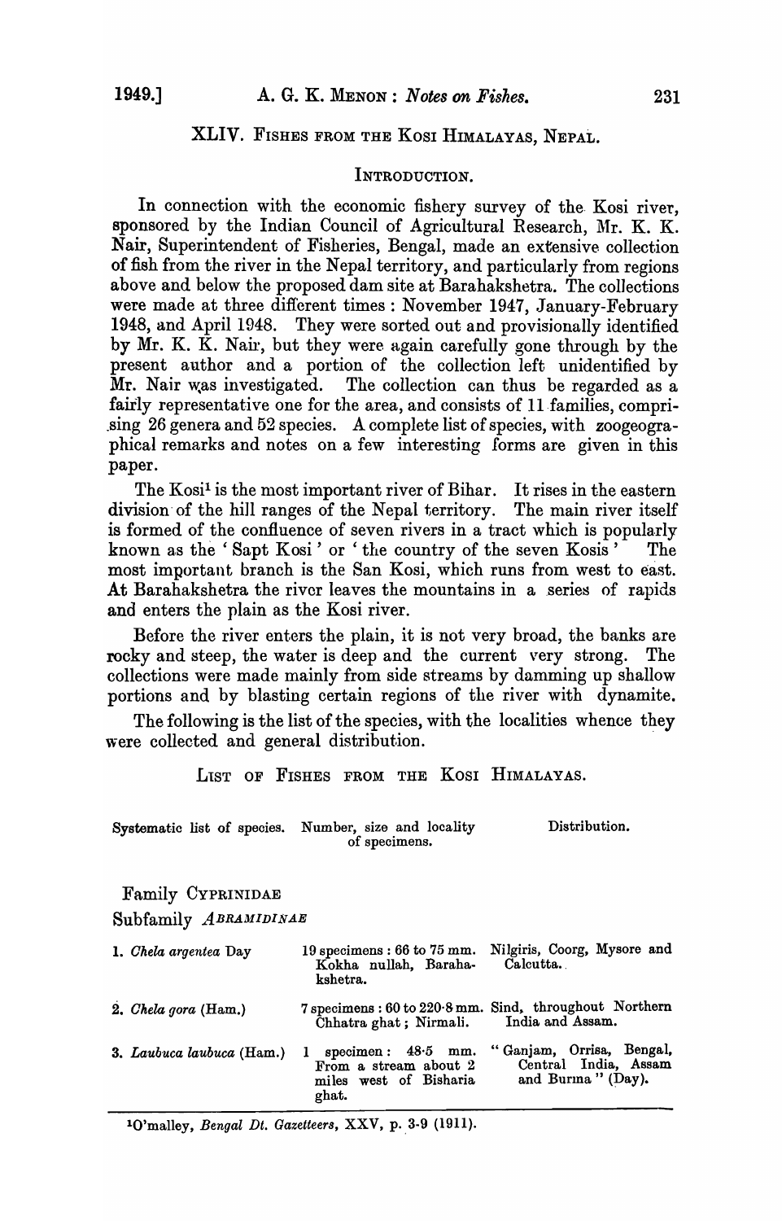## XLIV. Fishes from the Kosi Himalayas, Nepal.

### Introduction.

In connection with the economic fishery survey of the Kosi river, sponsored by the Indian Council of Agricultural Research, Mr. K. K. Nair, Superintendent of Fisheries, Bengal, made an extensive collection of fish from the river in the Nepal territory, and particularly from regions above and below the proposed dam site at Barahakshetra. The collections were made at three different times: November 1947, January-February 1948, and April 1948. They were sorted out and provisionally identified by Mr. K. K. Nair, but they were again carefully gone through by the present author and a portion of the collection left unidentified by Mr. Nair was investigated. The collection can thus be regarded as a fairly representative one for the area, and consists of 11 families, comprising 26 genera and 52 species. A complete list of species, with zoogeographical remarks and notes on a few interesting forms are given in this paper.

The Kosi[1] is the most important river of Bihar. It rises in the eastern division of the hill ranges of the Nepal territory. The main river itself is formed of the confluence of seven rivers in a tract which is popularly known as the 'Sapt Kosi' or 'the country of the seven Kosis' The most important branch is the San Kosi, which runs from west to east. At Barahakshetra the river leaves the mountains in a series of rapids and enters the plain as the Kosi river.

Before the river enters the plain, it is not very broad, the banks are rocky and steep, the water is deep and the current very strong. The collections were made mainly from side streams by damming up shallow portions and by blasting certain regions of the river with dynamite.

The following is the list of the species, with the localities whence they were collected and general distribution.

### List of Fishes from the Kosi Himalayas.

| Systematic list of species. | Number, size and locality of specimens. | Distribution. |
|---|---|---|
| Family Cyprinidae | | |
| Subfamily *Abramidinae* | | |
| 1. *Chela argentea* Day | 19 specimens: 66 to 75 mm. Kokha nullah, Barahakshetra. | Nilgiris, Coorg, Mysore and Calcutta. |
| 2. *Chela gora* (Ham.) | 7 specimens: 60 to 220·8 mm. Chhatra ghat; Nirmali. | Sind, throughout Northern India and Assam. |
| 3. *Laubuca laubuca* (Ham.) | 1 specimen: 48·5 mm. From a stream about 2 miles west of Bisharia ghat. | "Ganjam, Orrisa, Bengal, Central India, Assam and Burma" (Day). |

[1] O'malley, *Bengal Dt. Gazetteers*, XXV, p. 3-9 (1911).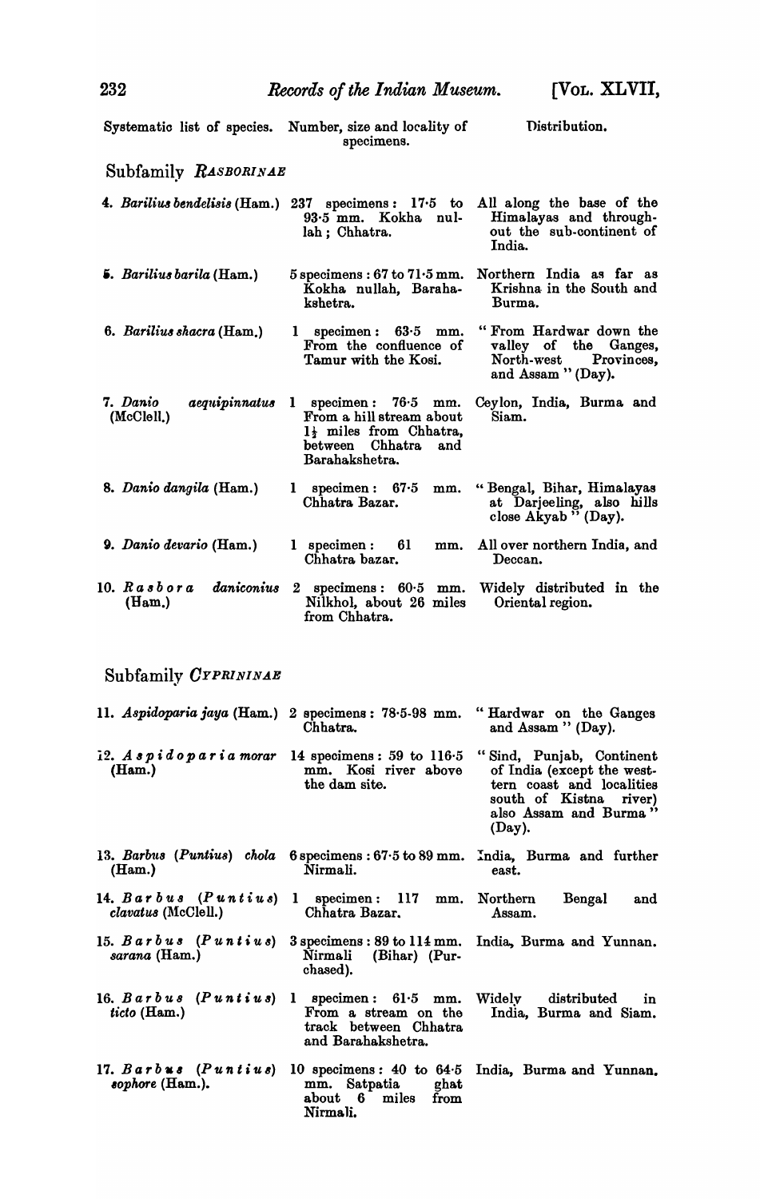| Systematic list of species. | Number, size and locality of specimens. | Distribution. |
|---|---|---|
| **Subfamily** *RASBORINAE* | | |
| 4. *Barilius bendelisis* (Ham.) | 237 specimens: 17·5 to 93·5 mm. Kokha nullah; Chhatra. | All along the base of the Himalayas and throughout the sub-continent of India. |
| 5. *Barilius barila* (Ham.) | 5 specimens: 67 to 71·5 mm. Kokha nullah, Barahakshetra. | Northern India as far as Krishna in the South and Burma. |
| 6. *Barilius shacra* (Ham.) | 1 specimen: 63·5 mm. From the confluence of Tamur with the Kosi. | "From Hardwar down the valley of the Ganges, North-west Provinces, and Assam" (Day). |
| 7. *Danio aequipinnatus* (McClell.) | 1 specimen: 76·5 mm. From a hill stream about 1½ miles from Chhatra, between Chhatra and Barahakshetra. | Ceylon, India, Burma and Siam. |
| 8. *Danio dangila* (Ham.) | 1 specimen: 67·5 mm. Chhatra Bazar. | "Bengal, Bihar, Himalayas at Darjeeling, also hills close Akyab" (Day). |
| 9. *Danio devario* (Ham.) | 1 specimen: 61 mm. Chhatra bazar. | All over northern India, and Deccan. |
| 10. *Rasbora daniconius* (Ham.) | 2 specimens: 60·5 mm. Nilkhol, about 26 miles from Chhatra. | Widely distributed in the Oriental region. |
| **Subfamily** *CYPRININAE* | | |
| 11. *Aspidoparia jaya* (Ham.) | 2 specimens: 78·5-98 mm. Chhatra. | "Hardwar on the Ganges and Assam" (Day). |
| 12. *Aspidoparia morar* (Ham.) | 14 specimens: 59 to 116·5 mm. Kosi river above the dam site. | "Sind, Punjab, Continent of India (except the western coast and localities south of Kistna river) also Assam and Burma" (Day). |
| 13. *Barbus* (*Puntius*) *chola* (Ham.) | 6 specimens: 67·5 to 89 mm. Nirmali. | India, Burma and further east. |
| 14. *Barbus* (*Puntius*) *clavatus* (McClell.) | 1 specimen: 117 mm. Chhatra Bazar. | Northern Bengal and Assam. |
| 15. *Barbus* (*Puntius*) *sarana* (Ham.) | 3 specimens: 89 to 114 mm. Nirmali (Bihar) (Purchased). | India, Burma and Yunnan. |
| 16. *Barbus* (*Puntius*) *ticto* (Ham.) | 1 specimen: 61·5 mm. From a stream on the track between Chhatra and Barahakshetra. | Widely distributed in India, Burma and Siam. |
| 17. *Barbus* (*Puntius*) *sophore* (Ham.). | 10 specimens: 40 to 64·5 mm. Satpatia ghat about 6 miles from Nirmali. | India, Burma and Yunnan. |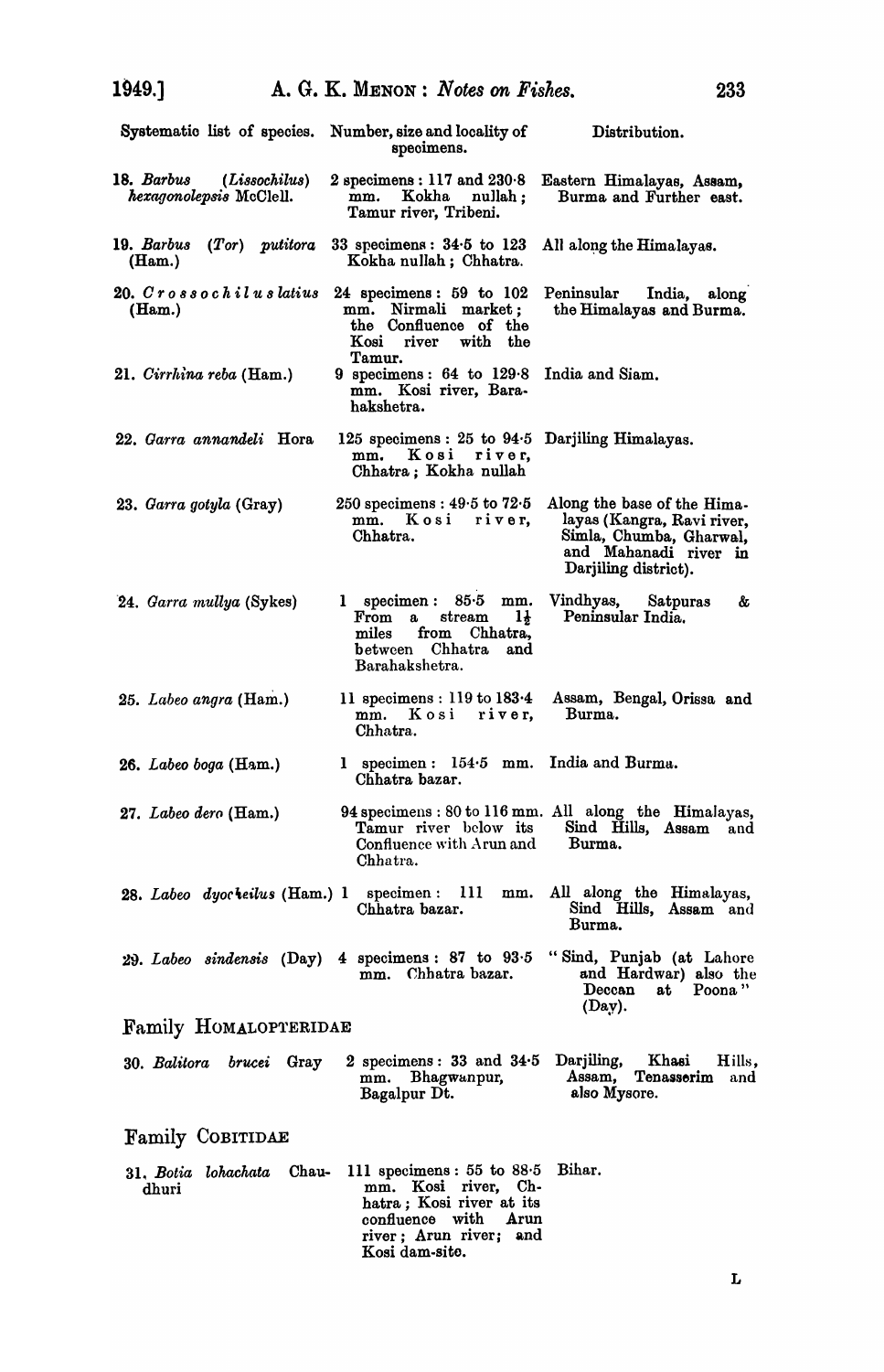| Systematic list of species. | Number, size and locality of specimens. | Distribution. |
|---|---|---|
| 18. *Barbus* (*Lissochilus*) *hexagonolepsis* McClell. | 2 specimens: 117 and 230·8 mm. Kokha nullah; Tamur river, Tribeni. | Eastern Himalayas, Assam, Burma and Further east. |
| 19. *Barbus* (*Tor*) *putitora* (Ham.) | 33 specimens: 34·5 to 123 Kokha nullah; Chhatra. | All along the Himalayas. |
| 20. *Crossochilus latius* (Ham.) | 24 specimens: 59 to 102 mm. Nirmali market; the Confluence of the Kosi river with the Tamur. | Peninsular India, along the Himalayas and Burma. |
| 21. *Cirrhina reba* (Ham.) | 9 specimens: 64 to 129·8 mm. Kosi river, Barahakshetra. | India and Siam. |
| 22. *Garra annandeli* Hora | 125 specimens: 25 to 94·5 mm. Kosi river, Chhatra; Kokha nullah | Darjiling Himalayas. |
| 23. *Garra gotyla* (Gray) | 250 specimens: 49·5 to 72·5 mm. Kosi river, Chhatra. | Along the base of the Himalayas (Kangra, Ravi river, Simla, Chumba, Gharwal, and Mahanadi river in Darjiling district). |
| 24. *Garra mullya* (Sykes) | 1 specimen: 85·5 mm. From a stream 1½ miles from Chhatra, between Chhatra and Barahakshetra. | Vindhyas, Satpuras & Peninsular India. |
| 25. *Labeo angra* (Ham.) | 11 specimens: 119 to 183·4 mm. Kosi river, Chhatra. | Assam, Bengal, Orissa and Burma. |
| 26. *Labeo boga* (Ham.) | 1 specimen: 154·5 mm. Chhatra bazar. | India and Burma. |
| 27. *Labeo dero* (Ham.) | 94 specimens: 80 to 116 mm. Tamur river below its Confluence with Arun and Chhatra. | All along the Himalayas, Sind Hills, Assam and Burma. |
| 28. *Labeo dyocheilus* (Ham.) | 1 specimen: 111 mm. Chhatra bazar. | All along the Himalayas, Sind Hills, Assam and Burma. |
| 29. *Labeo sindensis* (Day) | 4 specimens: 87 to 93·5 mm. Chhatra bazar. | "Sind, Punjab (at Lahore and Hardwar) also the Deccan at Poona" (Day). |

## Family HOMALOPTERIDAE

| | | |
|---|---|---|
| 30. *Balitora brucei* Gray | 2 specimens: 33 and 34·5 mm. Bhagwanpur, Bagalpur Dt. | Darjiling, Khasi Hills, Assam, Tenasserim and also Mysore. |

## Family COBITIDAE

| | | |
|---|---|---|
| 31. *Botia lohachata* Chaudhuri | 111 specimens: 55 to 88·5 mm. Kosi river, Chhatra; Kosi river at its confluence with Arun river; Arun river; and Kosi dam-site. | Bihar. |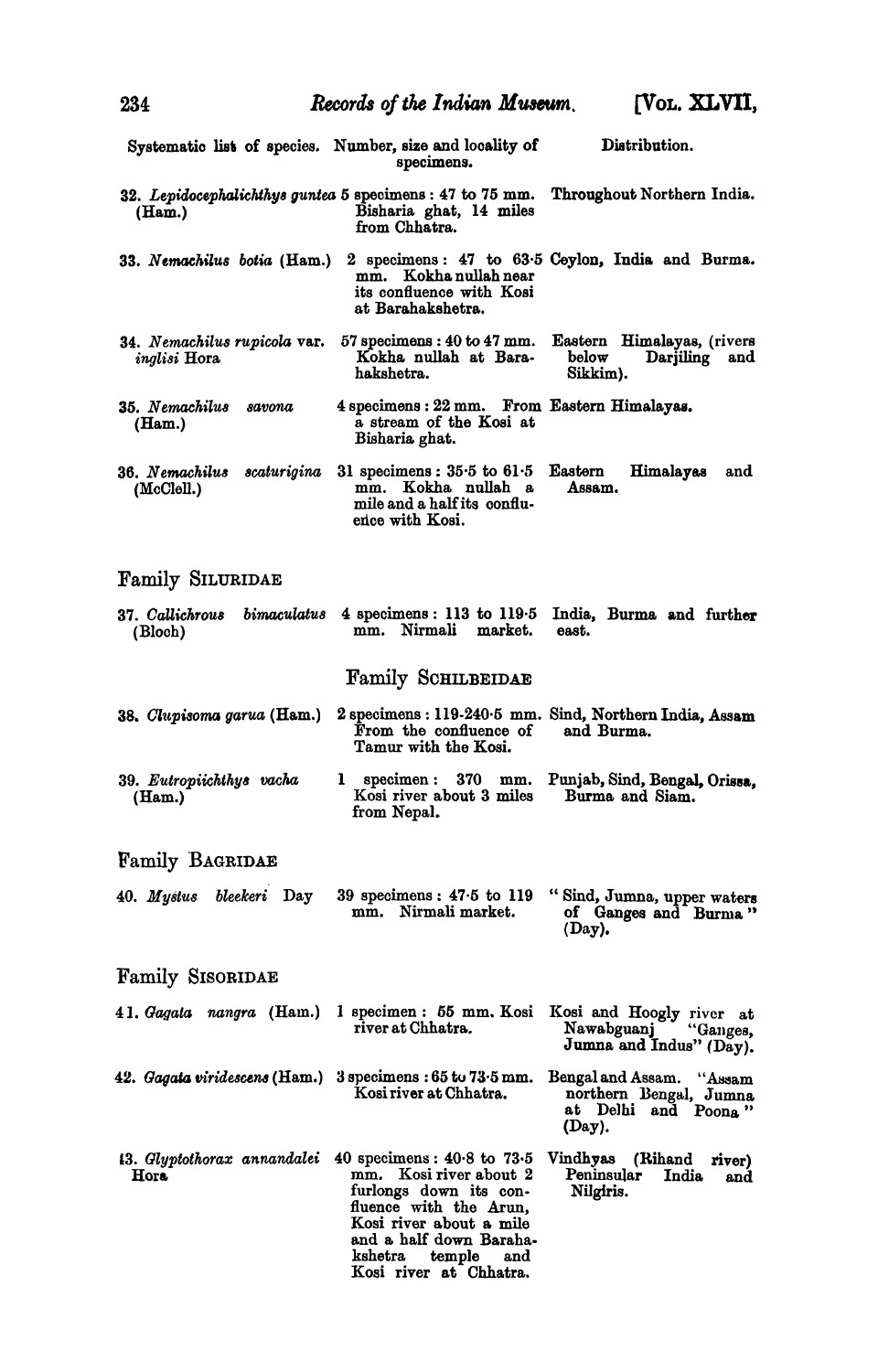| Systematic list of species. | Number, size and locality of specimens. | Distribution. |
|---|---|---|
| 32. *Lepidocephalichthys guntea* (Ham.) | 5 specimens : 47 to 75 mm. Bisharia ghat, 14 miles from Chhatra. | Throughout Northern India. |
| 33. *Nemachilus botia* (Ham.) | 2 specimens : 47 to 63·5 mm. Kokha nullah near its confluence with Kosi at Barahakshetra. | Ceylon, India and Burma. |
| 34. *Nemachilus rupicola* var. *inglisi* Hora | 57 specimens : 40 to 47 mm. Kokha nullah at Barahakshetra. | Eastern Himalayas, (rivers below Darjiling and Sikkim). |
| 35. *Nemachilus savona* (Ham.) | 4 specimens : 22 mm. From a stream of the Kosi at Bisharia ghat. | Eastern Himalayas. |
| 36. *Nemachilus scaturigina* (McClell.) | 31 specimens : 35·5 to 61·5 mm. Kokha nullah a mile and a half its confluence with Kosi. | Eastern Himalayas and Assam. |

Family SILURIDAE

| | | |
|---|---|---|
| 37. *Callichrous bimaculatus* (Bloch) | 4 specimens : 113 to 119·5 mm. Nirmali market. | India, Burma and further east. |

Family SCHILBEIDAE

| | | |
|---|---|---|
| 38. *Clupisoma garua* (Ham.) | 2 specimens : 119-240·5 mm. From the confluence of Tamur with the Kosi. | Sind, Northern India, Assam and Burma. |
| 39. *Eutropiichthys vacha* (Ham.) | 1 specimen : 370 mm. Kosi river about 3 miles from Nepal. | Punjab, Sind, Bengal, Orissa, Burma and Siam. |

Family BAGRIDAE

| | | |
|---|---|---|
| 40. *Mystus bleekeri* Day | 39 specimens : 47·5 to 119 mm. Nirmali market. | "Sind, Jumna, upper waters of Ganges and Burma" (Day). |

Family SISORIDAE

| | | |
|---|---|---|
| 41. *Gagata nangra* (Ham.) | 1 specimen : 55 mm. Kosi river at Chhatra. | Kosi and Hoogly river at Nawabguanj "Ganges, Jumna and Indus" (Day). |
| 42. *Gagata viridescens* (Ham.) | 3 specimens : 65 to 73·5 mm. Kosi river at Chhatra. | Bengal and Assam. "Assam northern Bengal, Jumna at Delhi and Poona" (Day). |
| 43. *Glyptothorax annandalei* Hora | 40 specimens : 40·8 to 73·5 mm. Kosi river about 2 furlongs down its confluence with the Arun, Kosi river about a mile and a half down Barahakshetra temple and Kosi river at Chhatra. | Vindhyas (Rihand river) Peninsular India and Nilgiris. |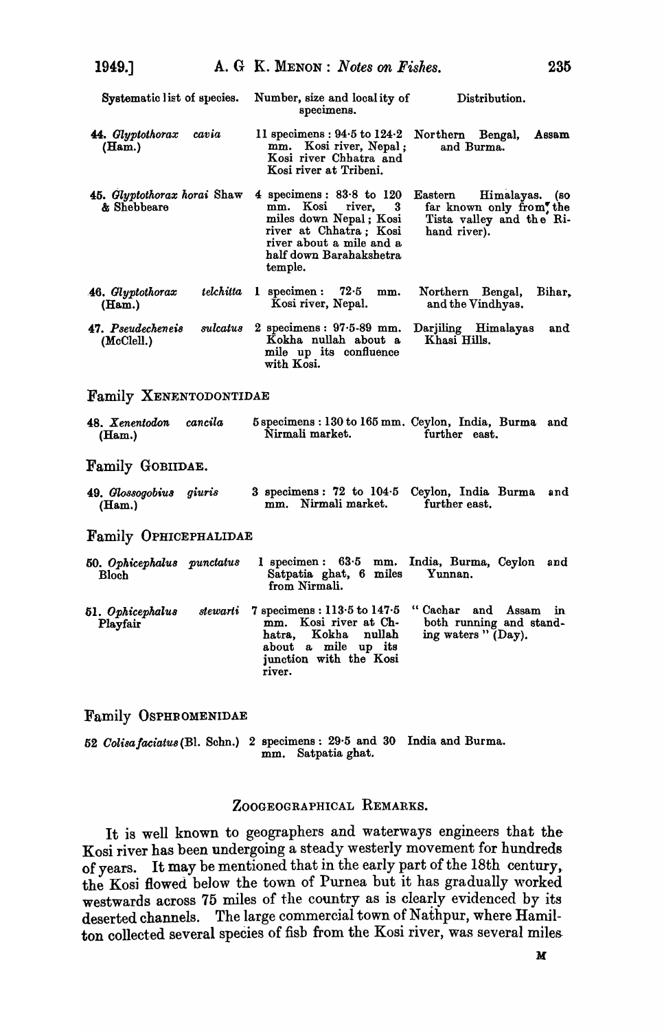| Systematic list of species. | Number, size and locality of specimens. | Distribution. |
|---|---|---|
| 44. *Glyptothorax cavia* (Ham.) | 11 specimens : 94·5 to 124·2 mm. Kosi river, Nepal; Kosi river Chhatra and Kosi river at Tribeni. | Northern Bengal, Assam and Burma. |
| 45. *Glyptothorax horai* Shaw & Shebbeare | 4 specimens : 83·8 to 120 mm. Kosi river, 3 miles down Nepal; Kosi river at Chhatra; Kosi river about a mile and a half down Barahakshetra temple. | Eastern Himalayas. (so far known only from the Tista valley and the Rihand river). |
| 46. *Glyptothorax telchitta* (Ham.) | 1 specimen : 72·5 mm. Kosi river, Nepal. | Northern Bengal, Bihar, and the Vindhyas. |
| 47. *Pseudecheneis sulcatus* (McClell.) | 2 specimens : 97·5-89 mm. Kokha nullah about a mile up its confluence with Kosi. | Darjiling Himalayas and Khasi Hills. |

## Family Xenentodontidae

| | | |
|---|---|---|
| 48. *Xenentodon cancila* (Ham.) | 5 specimens : 130 to 165 mm. Nirmali market. | Ceylon, India, Burma and further east. |

## Family Gobiidae.

| | | |
|---|---|---|
| 49. *Glossogobius giuris* (Ham.) | 3 specimens : 72 to 104·5 mm. Nirmali market. | Ceylon, India Burma and further east. |

## Family Ophicephalidae

| | | |
|---|---|---|
| 50. *Ophicephalus punctatus* Bloch | 1 specimen : 63·5 mm. Satpatia ghat, 6 miles from Nirmali. | India, Burma, Ceylon and Yunnan. |
| 51. *Ophicephalus stewarti* Playfair | 7 specimens : 113·5 to 147·5 mm. Kosi river at Chhatra, Kokha nullah about a mile up its junction with the Kosi river. | "Cachar and Assam in both running and standing waters" (Day). |

## Family Osphromenidae

| | | |
|---|---|---|
| 52 *Colisa faciatus* (Bl. Schn.) | 2 specimens : 29·5 and 30 mm. Satpatia ghat. | India and Burma. |

## Zoogeographical Remarks.

It is well known to geographers and waterways engineers that the Kosi river has been undergoing a steady westerly movement for hundreds of years. It may be mentioned that in the early part of the 18th century, the Kosi flowed below the town of Purnea but it has gradually worked westwards across 75 miles of the country as is clearly evidenced by its deserted channels. The large commercial town of Nathpur, where Hamilton collected several species of fish from the Kosi river, was several miles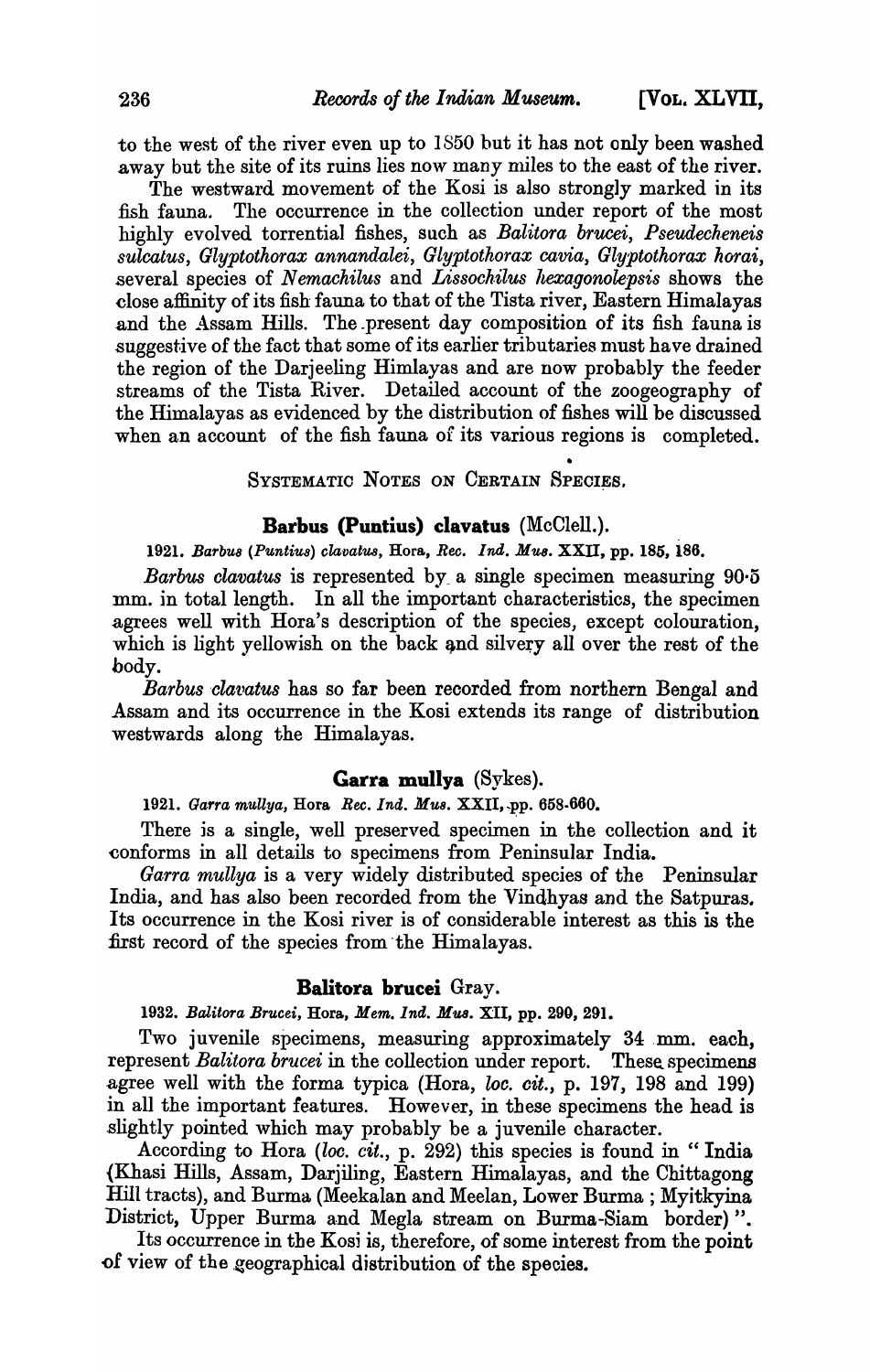to the west of the river even up to 1850 but it has not only been washed away but the site of its ruins lies now many miles to the east of the river.

The westward movement of the Kosi is also strongly marked in its fish fauna. The occurrence in the collection under report of the most highly evolved torrential fishes, such as *Balitora brucei*, *Pseudecheneis sulcatus*, *Glyptothorax annandalei*, *Glyptothorax cavia*, *Glyptothorax horai*, several species of *Nemachilus* and *Lissochilus hexagonolepsis* shows the close affinity of its fish fauna to that of the Tista river, Eastern Himalayas and the Assam Hills. The present day composition of its fish fauna is suggestive of the fact that some of its earlier tributaries must have drained the region of the Darjeeling Himlayas and are now probably the feeder streams of the Tista River. Detailed account of the zoogeography of the Himalayas as evidenced by the distribution of fishes will be discussed when an account of the fish fauna of its various regions is completed.

## SYSTEMATIC NOTES ON CERTAIN SPECIES.

### Barbus (Puntius) clavatus (McClell.).

1921. *Barbus (Puntius) clavatus*, Hora, *Rec. Ind. Mus.* XXII, pp. 185, 186.

*Barbus clavatus* is represented by a single specimen measuring 90·5 mm. in total length. In all the important characteristics, the specimen agrees well with Hora's description of the species, except colouration, which is light yellowish on the back and silvery all over the rest of the body.

*Barbus clavatus* has so far been recorded from northern Bengal and Assam and its occurrence in the Kosi extends its range of distribution westwards along the Himalayas.

### Garra mullya (Sykes).

1921. *Garra mullya*, Hora *Rec. Ind. Mus.* XXII, pp. 658-660.

There is a single, well preserved specimen in the collection and it conforms in all details to specimens from Peninsular India.

*Garra mullya* is a very widely distributed species of the Peninsular India, and has also been recorded from the Vindhyas and the Satpuras. Its occurrence in the Kosi river is of considerable interest as this is the first record of the species from the Himalayas.

### Balitora brucei Gray.

1932. *Balitora Brucei*, Hora, *Mem. Ind. Mus.* XII, pp. 290, 291.

Two juvenile specimens, measuring approximately 34 mm. each, represent *Balitora brucei* in the collection under report. These specimens agree well with the forma typica (Hora, *loc. cit.*, p. 197, 198 and 199) in all the important features. However, in these specimens the head is slightly pointed which may probably be a juvenile character.

According to Hora (*loc. cit.*, p. 292) this species is found in " India (Khasi Hills, Assam, Darjiling, Eastern Himalayas, and the Chittagong Hill tracts), and Burma (Meekalan and Meelan, Lower Burma ; Myitkyina District, Upper Burma and Megla stream on Burma-Siam border) ".

Its occurrence in the Kosi is, therefore, of some interest from the point of view of the geographical distribution of the species.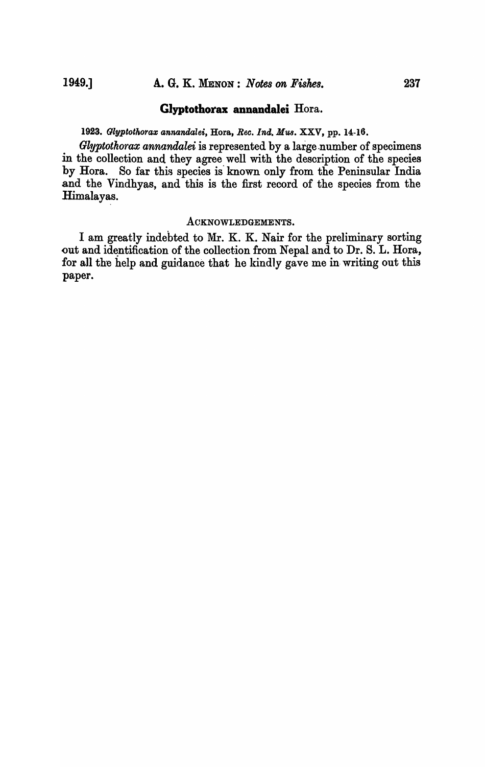### **Glyptothorax annandalei** Hora.

1923. *Glyptothorax annandalei*, Hora, *Rec. Ind. Mus.* XXV, pp. 14-16.

*Glyptothorax annandalei* is represented by a large number of specimens in the collection and they agree well with the description of the species by Hora. So far this species is known only from the Peninsular India and the Vindhyas, and this is the first record of the species from the Himalayas.

## ACKNOWLEDGEMENTS.

I am greatly indebted to Mr. K. K. Nair for the preliminary sorting out and identification of the collection from Nepal and to Dr. S. L. Hora, for all the help and guidance that he kindly gave me in writing out this paper.